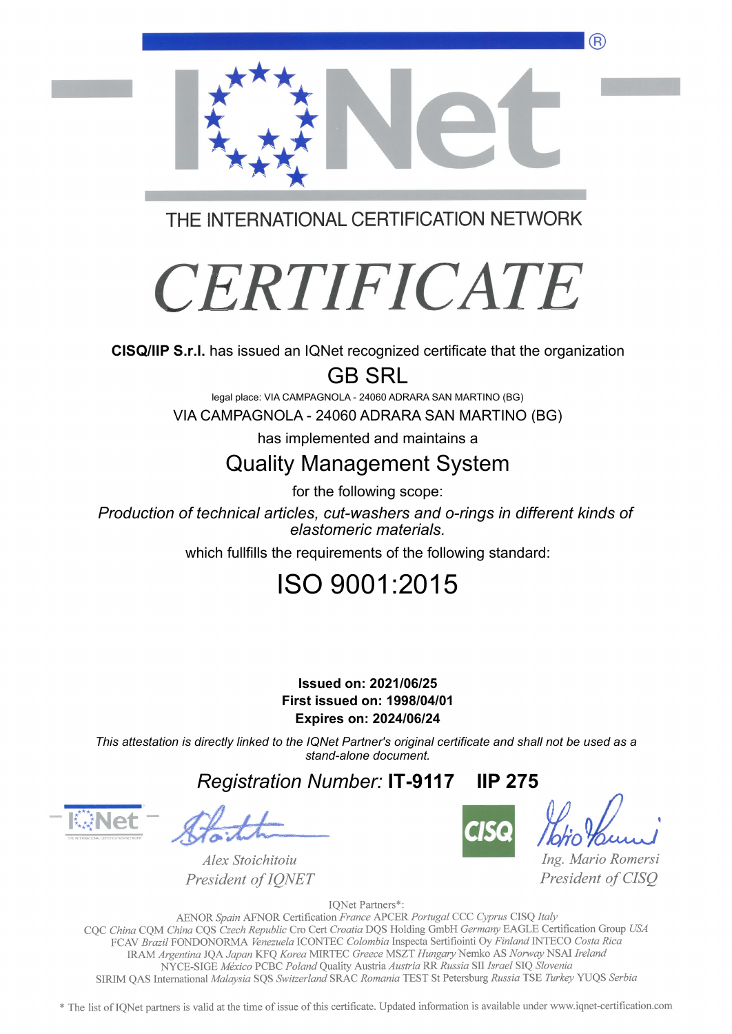# IQNet

THE INTERNATIONAL CERTIFICATION NETWORK

# CERTIFICATE

**CISQ/IIP S.r.l.** has issued an IQNet recognized certificate that the organization

## GB SRL

legal place: VIA CAMPAGNOLA - 24060 ADRARA SAN MARTINO (BG)

VIA CAMPAGNOLA - 24060 ADRARA SAN MARTINO (BG)

has implemented and maintains a

## Quality Management System

for the following scope:

*Production of technical articles, cut-washers and o-rings in different kinds of elastomeric materials.*

which fullfills the requirements of the following standard:

## ISO 9001:2015

**Issued on: 2021/06/25**
**First issued on: 1998/04/01**
**Expires on: 2024/06/24**

*This attestation is directly linked to the IQNet Partner's original certificate and shall not be used as a stand-alone document.*

*Registration Number:* **IT-9117 IIP 275**

*Alex Stoichitoiu*
*President of IQNET*

*Ing. Mario Romersi*
*President of CISQ*

IQNet Partners*:

AENOR *Spain* AFNOR Certification *France* APCER *Portugal* CCC *Cyprus* CISQ *Italy*
CQC *China* CQM *China* CQS *Czech Republic* Cro Cert *Croatia* DQS Holding GmbH *Germany* EAGLE Certification Group *USA*
FCAV *Brazil* FONDONORMA *Venezuela* ICONTEC *Colombia* Inspecta Sertifiointi Oy *Finland* INTECO *Costa Rica*
IRAM *Argentina* JQA *Japan* KFQ *Korea* MIRTEC *Greece* MSZT *Hungary* Nemko AS *Norway* NSAI *Ireland*
NYCE-SIGE *México* PCBC *Poland* Quality Austria *Austria* RR *Russia* SII *Israel* SIQ *Slovenia*
SIRIM QAS International *Malaysia* SQS *Switzerland* SRAC *Romania* TEST St Petersburg *Russia* TSE *Turkey* YUQS *Serbia*

\* The list of IQNet partners is valid at the time of issue of this certificate. Updated information is available under www.iqnet-certification.com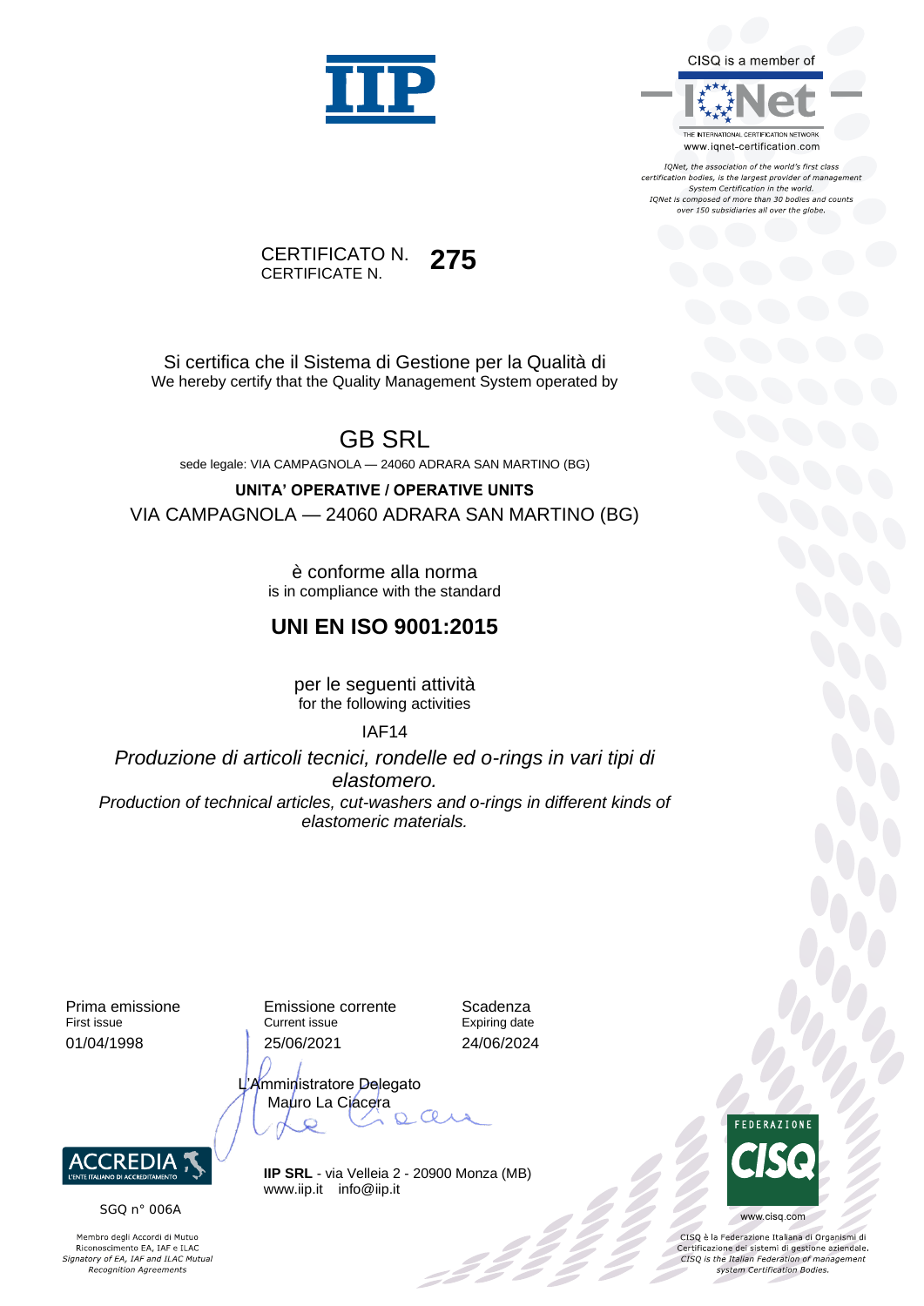IIP

CISQ is a member of

IQNet

THE INTERNATIONAL CERTIFICATION NETWORK
www.iqnet-certification.com

*IQNet, the association of the world's first class certification bodies, is the largest provider of management System Certification in the world. IQNet is composed of more than 30 bodies and counts over 150 subsidiaries all over the globe.*

CERTIFICATO N. **275**
CERTIFICATE N.

Si certifica che il Sistema di Gestione per la Qualità di
We hereby certify that the Quality Management System operated by

# GB SRL

sede legale: VIA CAMPAGNOLA — 24060 ADRARA SAN MARTINO (BG)

**UNITA' OPERATIVE / OPERATIVE UNITS**

VIA CAMPAGNOLA — 24060 ADRARA SAN MARTINO (BG)

è conforme alla norma
is in compliance with the standard

## UNI EN ISO 9001:2015

per le seguenti attività
for the following activities

IAF14

*Produzione di articoli tecnici, rondelle ed o-rings in vari tipi di elastomero.*

*Production of technical articles, cut-washers and o-rings in different kinds of elastomeric materials.*

| Prima emissione<br>First issue | Emissione corrente<br>Current issue | Scadenza<br>Expiring date |
|---|---|---|
| 01/04/1998 | 25/06/2021 | 24/06/2024 |

L'Amministratore Delegato
Mauro La Ciacera

ACCREDIA
L'ENTE ITALIANO DI ACCREDITAMENTO

SGQ n° 006A

Membro degli Accordi di Mutuo Riconoscimento EA, IAF e ILAC
*Signatory of EA, IAF and ILAC Mutual Recognition Agreements*

**IIP SRL** - via Velleia 2 - 20900 Monza (MB)
www.iip.it info@iip.it

FEDERAZIONE CISQ
www.cisq.com

CISQ è la Federazione Italiana di Organismi di Certificazione dei sistemi di gestione aziendale.
*CISQ is the Italian Federation of management system Certification Bodies.*